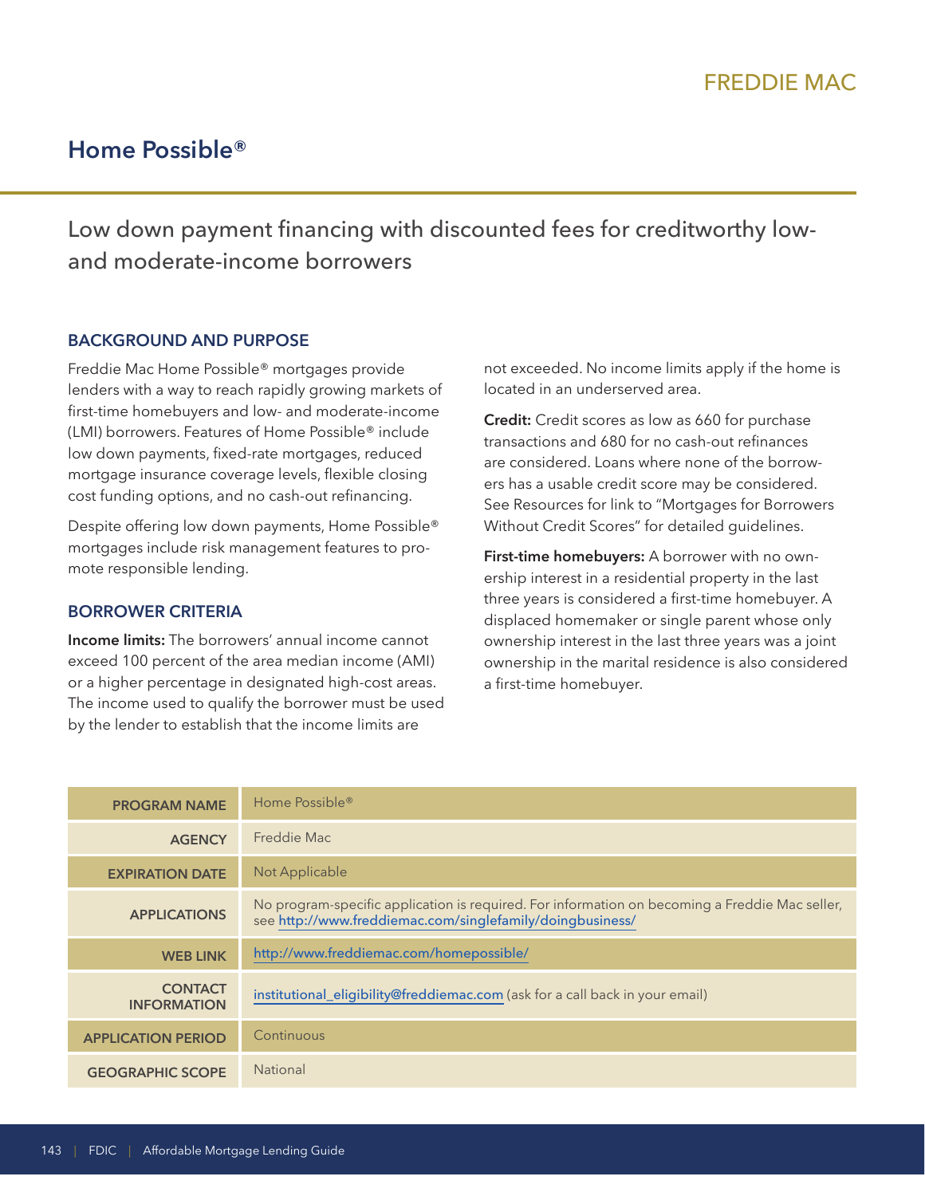FREDDIE MAC

# Home Possible®

Low down payment financing with discounted fees for creditworthy low- and moderate-income borrowers

## BACKGROUND AND PURPOSE

Freddie Mac Home Possible® mortgages provide lenders with a way to reach rapidly growing markets of first-time homebuyers and low- and moderate-income (LMI) borrowers. Features of Home Possible® include low down payments, fixed-rate mortgages, reduced mortgage insurance coverage levels, flexible closing cost funding options, and no cash-out refinancing.

Despite offering low down payments, Home Possible® mortgages include risk management features to promote responsible lending.

## BORROWER CRITERIA

**Income limits:** The borrowers' annual income cannot exceed 100 percent of the area median income (AMI) or a higher percentage in designated high-cost areas. The income used to qualify the borrower must be used by the lender to establish that the income limits are not exceeded. No income limits apply if the home is located in an underserved area.

**Credit:** Credit scores as low as 660 for purchase transactions and 680 for no cash-out refinances are considered. Loans where none of the borrowers has a usable credit score may be considered. See Resources for link to "Mortgages for Borrowers Without Credit Scores" for detailed guidelines.

**First-time homebuyers:** A borrower with no ownership interest in a residential property in the last three years is considered a first-time homebuyer. A displaced homemaker or single parent whose only ownership interest in the last three years was a joint ownership in the marital residence is also considered a first-time homebuyer.

| | |
|---|---|
| **PROGRAM NAME** | Home Possible® |
| **AGENCY** | Freddie Mac |
| **EXPIRATION DATE** | Not Applicable |
| **APPLICATIONS** | No program-specific application is required. For information on becoming a Freddie Mac seller, see http://www.freddiemac.com/singlefamily/doingbusiness/ |
| **WEB LINK** | http://www.freddiemac.com/homepossible/ |
| **CONTACT INFORMATION** | institutional_eligibility@freddiemac.com (ask for a call back in your email) |
| **APPLICATION PERIOD** | Continuous |
| **GEOGRAPHIC SCOPE** | National |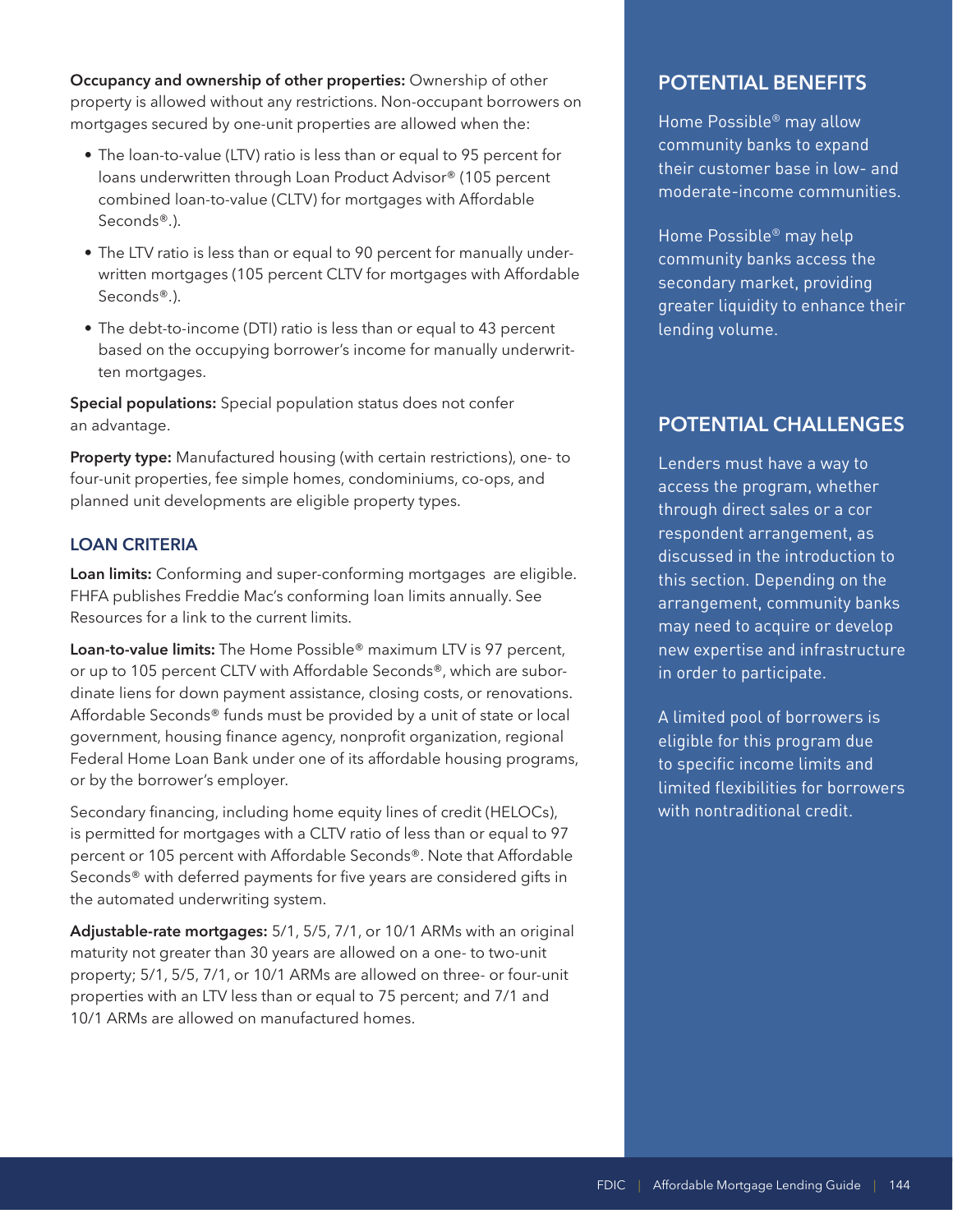**Occupancy and ownership of other properties:** Ownership of other property is allowed without any restrictions. Non-occupant borrowers on mortgages secured by one-unit properties are allowed when the:

- The loan-to-value (LTV) ratio is less than or equal to 95 percent for loans underwritten through Loan Product Advisor® (105 percent combined loan-to-value (CLTV) for mortgages with Affordable Seconds®.).
- The LTV ratio is less than or equal to 90 percent for manually underwritten mortgages (105 percent CLTV for mortgages with Affordable Seconds®.).
- The debt-to-income (DTI) ratio is less than or equal to 43 percent based on the occupying borrower's income for manually underwritten mortgages.

**Special populations:** Special population status does not confer an advantage.

**Property type:** Manufactured housing (with certain restrictions), one- to four-unit properties, fee simple homes, condominiums, co-ops, and planned unit developments are eligible property types.

### LOAN CRITERIA

**Loan limits:** Conforming and super-conforming mortgages are eligible. FHFA publishes Freddie Mac's conforming loan limits annually. See Resources for a link to the current limits.

**Loan-to-value limits:** The Home Possible® maximum LTV is 97 percent, or up to 105 percent CLTV with Affordable Seconds®, which are subordinate liens for down payment assistance, closing costs, or renovations. Affordable Seconds® funds must be provided by a unit of state or local government, housing finance agency, nonprofit organization, regional Federal Home Loan Bank under one of its affordable housing programs, or by the borrower's employer.

Secondary financing, including home equity lines of credit (HELOCs), is permitted for mortgages with a CLTV ratio of less than or equal to 97 percent or 105 percent with Affordable Seconds®. Note that Affordable Seconds® with deferred payments for five years are considered gifts in the automated underwriting system.

**Adjustable-rate mortgages:** 5/1, 5/5, 7/1, or 10/1 ARMs with an original maturity not greater than 30 years are allowed on a one- to two-unit property; 5/1, 5/5, 7/1, or 10/1 ARMs are allowed on three- or four-unit properties with an LTV less than or equal to 75 percent; and 7/1 and 10/1 ARMs are allowed on manufactured homes.

## POTENTIAL BENEFITS

Home Possible® may allow community banks to expand their customer base in low- and moderate-income communities.

Home Possible® may help community banks access the secondary market, providing greater liquidity to enhance their lending volume.

## POTENTIAL CHALLENGES

Lenders must have a way to access the program, whether through direct sales or a correspondent arrangement, as discussed in the introduction to this section. Depending on the arrangement, community banks may need to acquire or develop new expertise and infrastructure in order to participate.

A limited pool of borrowers is eligible for this program due to specific income limits and limited flexibilities for borrowers with nontraditional credit.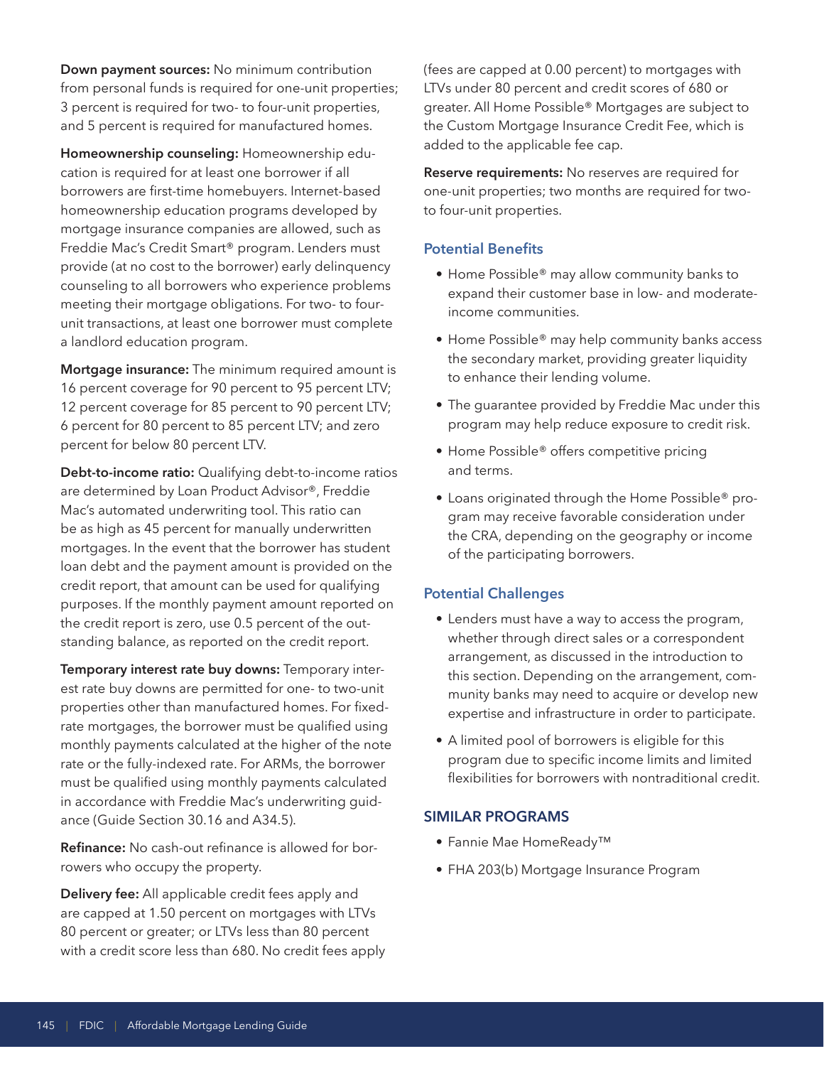**Down payment sources:** No minimum contribution from personal funds is required for one-unit properties; 3 percent is required for two- to four-unit properties, and 5 percent is required for manufactured homes.

**Homeownership counseling:** Homeownership education is required for at least one borrower if all borrowers are first-time homebuyers. Internet-based homeownership education programs developed by mortgage insurance companies are allowed, such as Freddie Mac's Credit Smart® program. Lenders must provide (at no cost to the borrower) early delinquency counseling to all borrowers who experience problems meeting their mortgage obligations. For two- to four-unit transactions, at least one borrower must complete a landlord education program.

**Mortgage insurance:** The minimum required amount is 16 percent coverage for 90 percent to 95 percent LTV; 12 percent coverage for 85 percent to 90 percent LTV; 6 percent for 80 percent to 85 percent LTV; and zero percent for below 80 percent LTV.

**Debt-to-income ratio:** Qualifying debt-to-income ratios are determined by Loan Product Advisor®, Freddie Mac's automated underwriting tool. This ratio can be as high as 45 percent for manually underwritten mortgages. In the event that the borrower has student loan debt and the payment amount is provided on the credit report, that amount can be used for qualifying purposes. If the monthly payment amount reported on the credit report is zero, use 0.5 percent of the outstanding balance, as reported on the credit report.

**Temporary interest rate buy downs:** Temporary interest rate buy downs are permitted for one- to two-unit properties other than manufactured homes. For fixed-rate mortgages, the borrower must be qualified using monthly payments calculated at the higher of the note rate or the fully-indexed rate. For ARMs, the borrower must be qualified using monthly payments calculated in accordance with Freddie Mac's underwriting guidance (Guide Section 30.16 and A34.5).

**Refinance:** No cash-out refinance is allowed for borrowers who occupy the property.

**Delivery fee:** All applicable credit fees apply and are capped at 1.50 percent on mortgages with LTVs 80 percent or greater; or LTVs less than 80 percent with a credit score less than 680. No credit fees apply (fees are capped at 0.00 percent) to mortgages with LTVs under 80 percent and credit scores of 680 or greater. All Home Possible® Mortgages are subject to the Custom Mortgage Insurance Credit Fee, which is added to the applicable fee cap.

**Reserve requirements:** No reserves are required for one-unit properties; two months are required for two- to four-unit properties.

### Potential Benefits

- Home Possible® may allow community banks to expand their customer base in low- and moderate-income communities.
- Home Possible® may help community banks access the secondary market, providing greater liquidity to enhance their lending volume.
- The guarantee provided by Freddie Mac under this program may help reduce exposure to credit risk.
- Home Possible® offers competitive pricing and terms.
- Loans originated through the Home Possible® program may receive favorable consideration under the CRA, depending on the geography or income of the participating borrowers.

### Potential Challenges

- Lenders must have a way to access the program, whether through direct sales or a correspondent arrangement, as discussed in the introduction to this section. Depending on the arrangement, community banks may need to acquire or develop new expertise and infrastructure in order to participate.
- A limited pool of borrowers is eligible for this program due to specific income limits and limited flexibilities for borrowers with nontraditional credit.

## SIMILAR PROGRAMS

- Fannie Mae HomeReady™
- FHA 203(b) Mortgage Insurance Program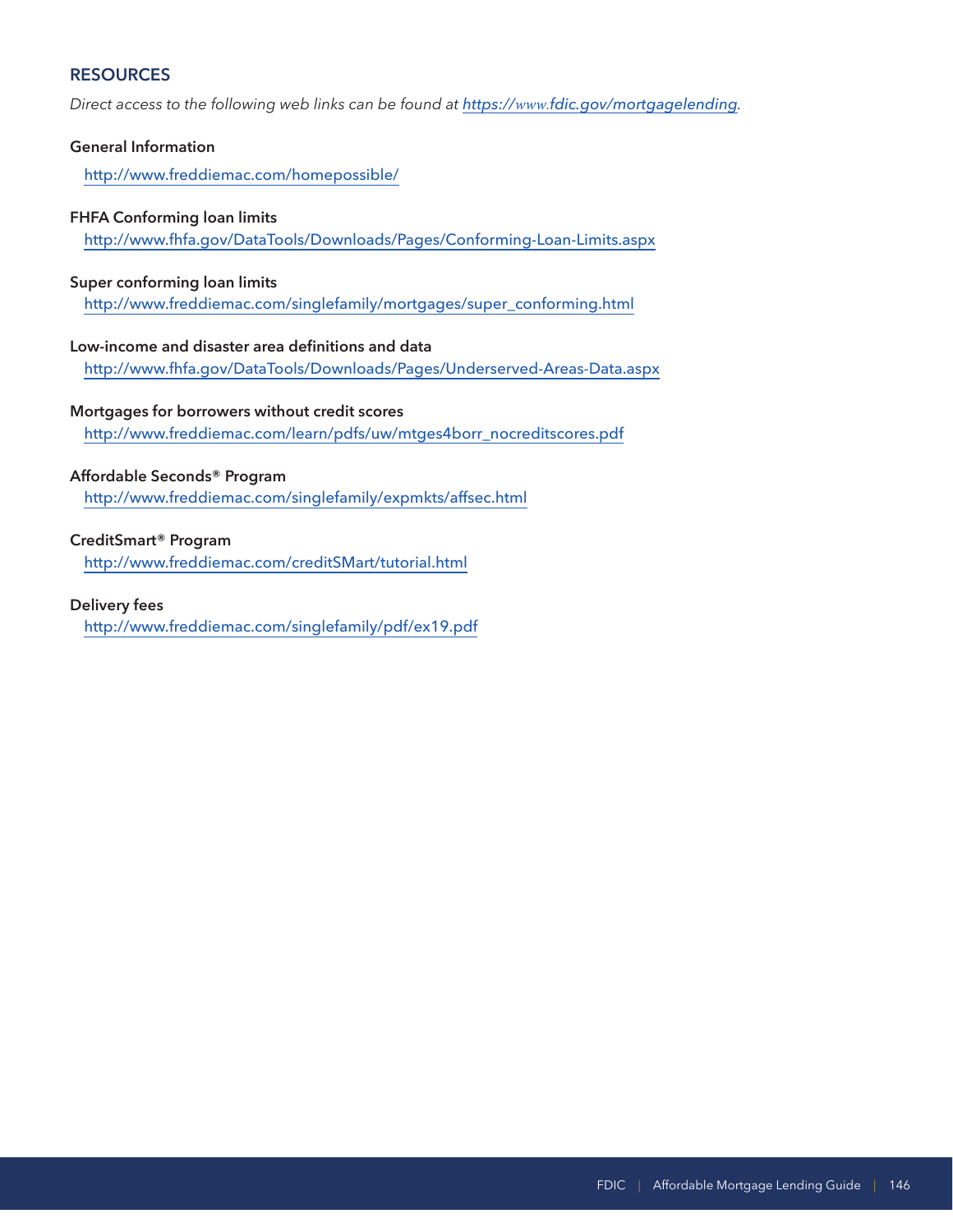## RESOURCES

*Direct access to the following web links can be found at https://www.fdic.gov/mortgagelending.*

**General Information**

http://www.freddiemac.com/homepossible/

**FHFA Conforming loan limits**

http://www.fhfa.gov/DataTools/Downloads/Pages/Conforming-Loan-Limits.aspx

**Super conforming loan limits**

http://www.freddiemac.com/singlefamily/mortgages/super_conforming.html

**Low-income and disaster area definitions and data**

http://www.fhfa.gov/DataTools/Downloads/Pages/Underserved-Areas-Data.aspx

**Mortgages for borrowers without credit scores**

http://www.freddiemac.com/learn/pdfs/uw/mtges4borr_nocreditscores.pdf

**Affordable Seconds® Program**

http://www.freddiemac.com/singlefamily/expmkts/affsec.html

**CreditSmart® Program**

http://www.freddiemac.com/creditSMart/tutorial.html

**Delivery fees**

http://www.freddiemac.com/singlefamily/pdf/ex19.pdf